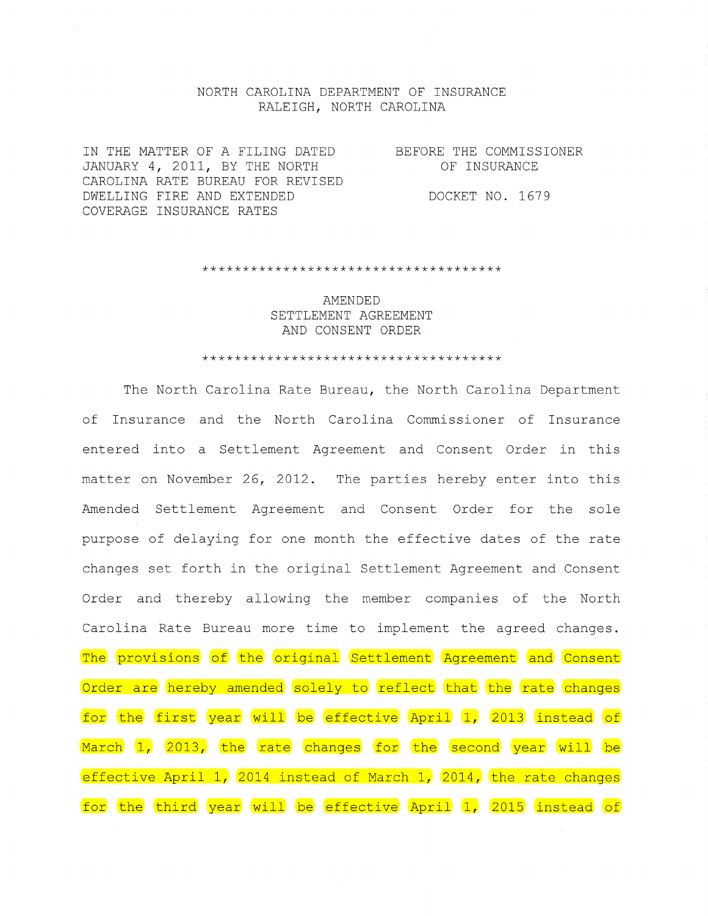NORTH CAROLINA DEPARTMENT OF INSURANCE
RALEIGH, NORTH CAROLINA

| | |
|---|---|
| IN THE MATTER OF A FILING DATED JANUARY 4, 2011, BY THE NORTH CAROLINA RATE BUREAU FOR REVISED DWELLING FIRE AND EXTENDED COVERAGE INSURANCE RATES | BEFORE THE COMMISSIONER OF INSURANCE<br><br>DOCKET NO. 1679 |

*************************************

AMENDED
SETTLEMENT AGREEMENT
AND CONSENT ORDER

*************************************

The North Carolina Rate Bureau, the North Carolina Department of Insurance and the North Carolina Commissioner of Insurance entered into a Settlement Agreement and Consent Order in this matter on November 26, 2012. The parties hereby enter into this Amended Settlement Agreement and Consent Order for the sole purpose of delaying for one month the effective dates of the rate changes set forth in the original Settlement Agreement and Consent Order and thereby allowing the member companies of the North Carolina Rate Bureau more time to implement the agreed changes. The provisions of the original Settlement Agreement and Consent Order are hereby amended solely to reflect that the rate changes for the first year will be effective April 1, 2013 instead of March 1, 2013, the rate changes for the second year will be effective April 1, 2014 instead of March 1, 2014, the rate changes for the third year will be effective April 1, 2015 instead of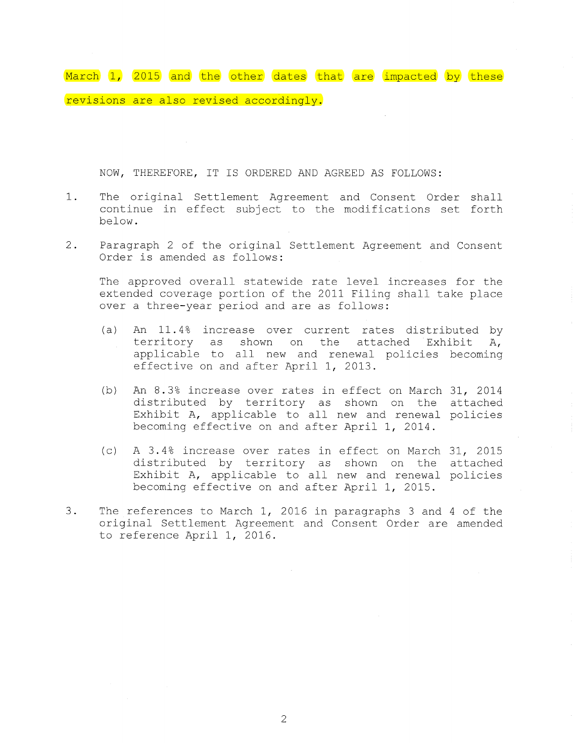March 1, 2015 and the other dates that are impacted by these revisions are also revised accordingly.

NOW, THEREFORE, IT IS ORDERED AND AGREED AS FOLLOWS:

1. The original Settlement Agreement and Consent Order shall continue in effect subject to the modifications set forth below.

2. Paragraph 2 of the original Settlement Agreement and Consent Order is amended as follows:

   The approved overall statewide rate level increases for the extended coverage portion of the 2011 Filing shall take place over a three-year period and are as follows:

   (a) An 11.4% increase over current rates distributed by territory as shown on the attached Exhibit A, applicable to all new and renewal policies becoming effective on and after April 1, 2013.

   (b) An 8.3% increase over rates in effect on March 31, 2014 distributed by territory as shown on the attached Exhibit A, applicable to all new and renewal policies becoming effective on and after April 1, 2014.

   (c) A 3.4% increase over rates in effect on March 31, 2015 distributed by territory as shown on the attached Exhibit A, applicable to all new and renewal policies becoming effective on and after April 1, 2015.

3. The references to March 1, 2016 in paragraphs 3 and 4 of the original Settlement Agreement and Consent Order are amended to reference April 1, 2016.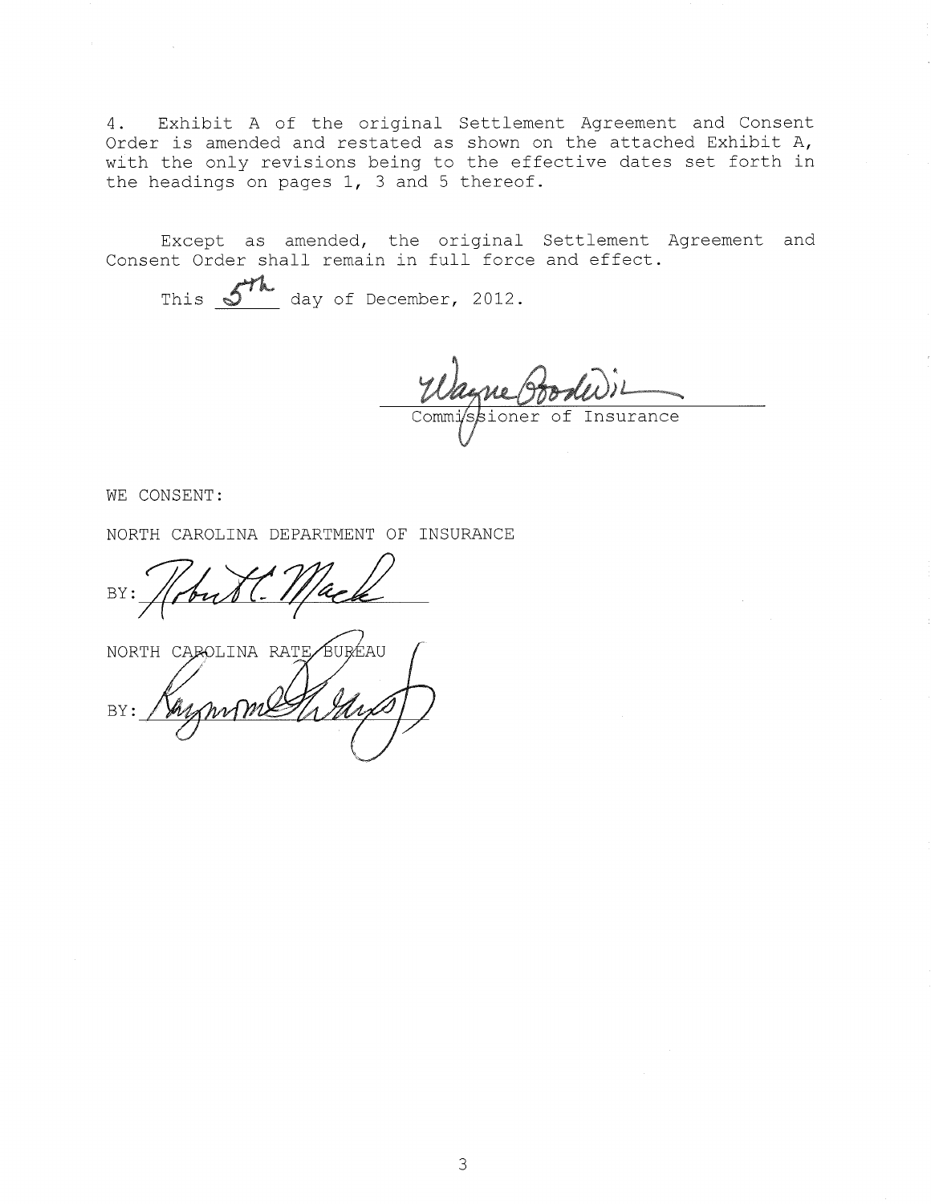4. Exhibit A of the original Settlement Agreement and Consent Order is amended and restated as shown on the attached Exhibit A, with the only revisions being to the effective dates set forth in the headings on pages 1, 3 and 5 thereof.

Except as amended, the original Settlement Agreement and Consent Order shall remain in full force and effect.

This 5th day of December, 2012.

Wayne Goodwin
Commissioner of Insurance

WE CONSENT:

NORTH CAROLINA DEPARTMENT OF INSURANCE

BY: Robert C. Mack

NORTH CAROLINA RATE BUREAU

BY: Raymond Evans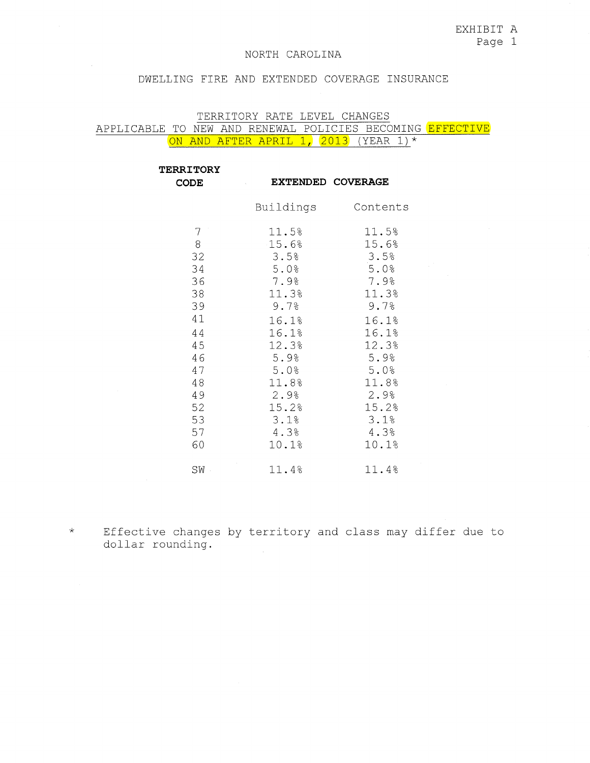EXHIBIT A
Page 1

# NORTH CAROLINA

## DWELLING FIRE AND EXTENDED COVERAGE INSURANCE

### TERRITORY RATE LEVEL CHANGES
### APPLICABLE TO NEW AND RENEWAL POLICIES BECOMING EFFECTIVE ON AND AFTER APRIL 1, 2013 (YEAR 1)*

| **TERRITORY CODE** | **EXTENDED COVERAGE** | |
|---|---|---|
| | Buildings | Contents |
| 7 | 11.5% | 11.5% |
| 8 | 15.6% | 15.6% |
| 32 | 3.5% | 3.5% |
| 34 | 5.0% | 5.0% |
| 36 | 7.9% | 7.9% |
| 38 | 11.3% | 11.3% |
| 39 | 9.7% | 9.7% |
| 41 | 16.1% | 16.1% |
| 44 | 16.1% | 16.1% |
| 45 | 12.3% | 12.3% |
| 46 | 5.9% | 5.9% |
| 47 | 5.0% | 5.0% |
| 48 | 11.8% | 11.8% |
| 49 | 2.9% | 2.9% |
| 52 | 15.2% | 15.2% |
| 53 | 3.1% | 3.1% |
| 57 | 4.3% | 4.3% |
| 60 | 10.1% | 10.1% |
| SW | 11.4% | 11.4% |

* Effective changes by territory and class may differ due to dollar rounding.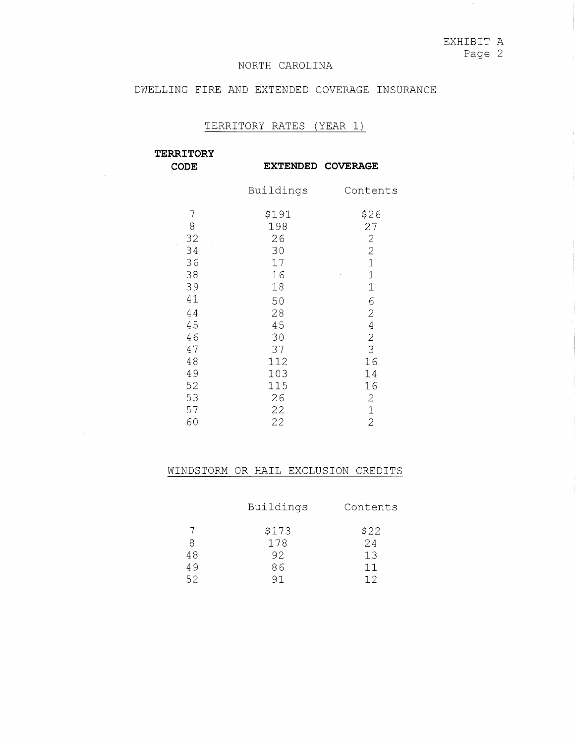EXHIBIT A
Page 2

# NORTH CAROLINA

## DWELLING FIRE AND EXTENDED COVERAGE INSURANCE

### TERRITORY RATES (YEAR 1)

| **TERRITORY CODE** | **EXTENDED COVERAGE** | |
|---|---|---|
| | Buildings | Contents |
| 7 | $191 | $26 |
| 8 | 198 | 27 |
| 32 | 26 | 2 |
| 34 | 30 | 2 |
| 36 | 17 | 1 |
| 38 | 16 | 1 |
| 39 | 18 | 1 |
| 41 | 50 | 6 |
| 44 | 28 | 2 |
| 45 | 45 | 4 |
| 46 | 30 | 2 |
| 47 | 37 | 3 |
| 48 | 112 | 16 |
| 49 | 103 | 14 |
| 52 | 115 | 16 |
| 53 | 26 | 2 |
| 57 | 22 | 1 |
| 60 | 22 | 2 |

### WINDSTORM OR HAIL EXCLUSION CREDITS

| | Buildings | Contents |
|---|---|---|
| 7 | $173 | $22 |
| 8 | 178 | 24 |
| 48 | 92 | 13 |
| 49 | 86 | 11 |
| 52 | 91 | 12 |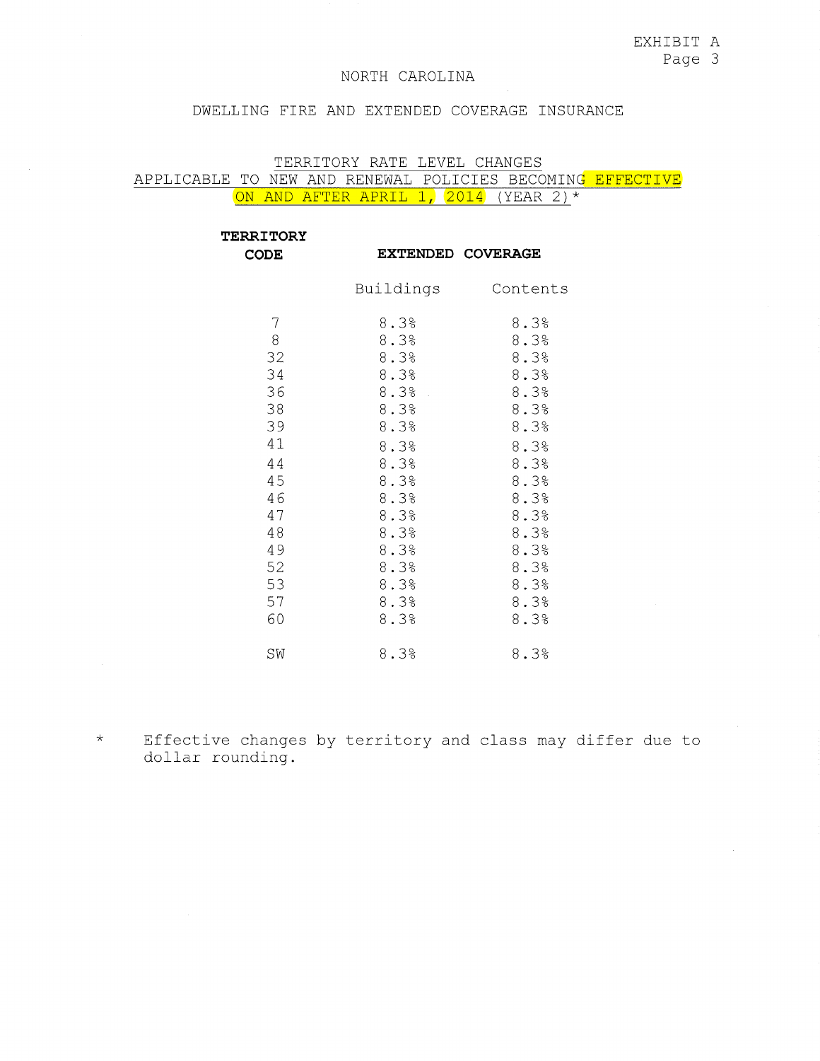EXHIBIT A
Page 3

NORTH CAROLINA

DWELLING FIRE AND EXTENDED COVERAGE INSURANCE

TERRITORY RATE LEVEL CHANGES
APPLICABLE TO NEW AND RENEWAL POLICIES BECOMING EFFECTIVE ON AND AFTER APRIL 1, 2014 (YEAR 2)*

| **TERRITORY CODE** | **EXTENDED COVERAGE** | |
|---|---|---|
| | Buildings | Contents |
| 7 | 8.3% | 8.3% |
| 8 | 8.3% | 8.3% |
| 32 | 8.3% | 8.3% |
| 34 | 8.3% | 8.3% |
| 36 | 8.3% | 8.3% |
| 38 | 8.3% | 8.3% |
| 39 | 8.3% | 8.3% |
| 41 | 8.3% | 8.3% |
| 44 | 8.3% | 8.3% |
| 45 | 8.3% | 8.3% |
| 46 | 8.3% | 8.3% |
| 47 | 8.3% | 8.3% |
| 48 | 8.3% | 8.3% |
| 49 | 8.3% | 8.3% |
| 52 | 8.3% | 8.3% |
| 53 | 8.3% | 8.3% |
| 57 | 8.3% | 8.3% |
| 60 | 8.3% | 8.3% |
| SW | 8.3% | 8.3% |

* Effective changes by territory and class may differ due to dollar rounding.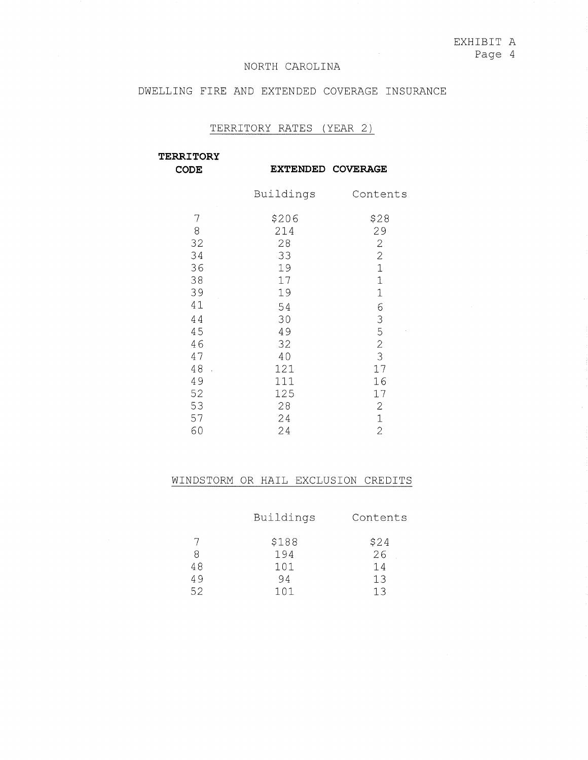# NORTH CAROLINA

## DWELLING FIRE AND EXTENDED COVERAGE INSURANCE

### TERRITORY RATES (YEAR 2)

| **TERRITORY CODE** | **EXTENDED COVERAGE** | |
|---|---|---|
| | Buildings | Contents |
| 7 | $206 | $28 |
| 8 | 214 | 29 |
| 32 | 28 | 2 |
| 34 | 33 | 2 |
| 36 | 19 | 1 |
| 38 | 17 | 1 |
| 39 | 19 | 1 |
| 41 | 54 | 6 |
| 44 | 30 | 3 |
| 45 | 49 | 5 |
| 46 | 32 | 2 |
| 47 | 40 | 3 |
| 48 | 121 | 17 |
| 49 | 111 | 16 |
| 52 | 125 | 17 |
| 53 | 28 | 2 |
| 57 | 24 | 1 |
| 60 | 24 | 2 |

### WINDSTORM OR HAIL EXCLUSION CREDITS

| | Buildings | Contents |
|---|---|---|
| 7 | $188 | $24 |
| 8 | 194 | 26 |
| 48 | 101 | 14 |
| 49 | 94 | 13 |
| 52 | 101 | 13 |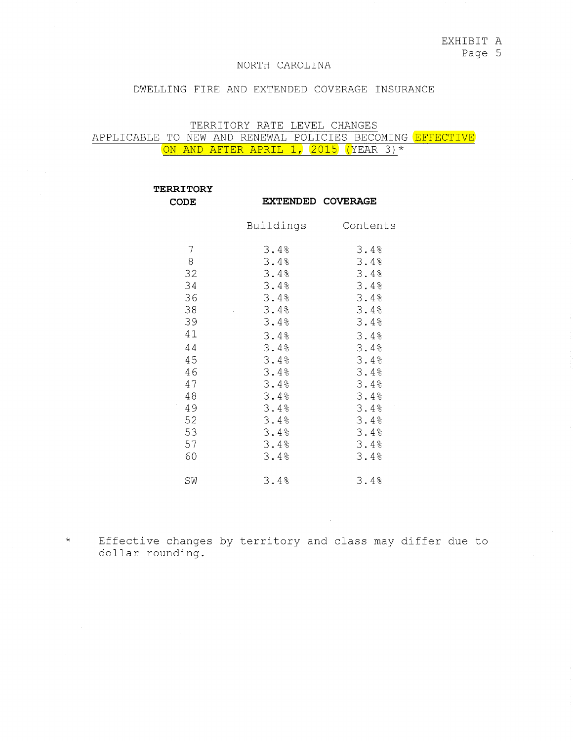EXHIBIT A

NORTH CAROLINA

DWELLING FIRE AND EXTENDED COVERAGE INSURANCE

TERRITORY RATE LEVEL CHANGES
APPLICABLE TO NEW AND RENEWAL POLICIES BECOMING EFFECTIVE ON AND AFTER APRIL 1, 2015 (YEAR 3)*

| **TERRITORY CODE** | **EXTENDED COVERAGE** | |
|---|---|---|
| | Buildings | Contents |
| 7 | 3.4% | 3.4% |
| 8 | 3.4% | 3.4% |
| 32 | 3.4% | 3.4% |
| 34 | 3.4% | 3.4% |
| 36 | 3.4% | 3.4% |
| 38 | 3.4% | 3.4% |
| 39 | 3.4% | 3.4% |
| 41 | 3.4% | 3.4% |
| 44 | 3.4% | 3.4% |
| 45 | 3.4% | 3.4% |
| 46 | 3.4% | 3.4% |
| 47 | 3.4% | 3.4% |
| 48 | 3.4% | 3.4% |
| 49 | 3.4% | 3.4% |
| 52 | 3.4% | 3.4% |
| 53 | 3.4% | 3.4% |
| 57 | 3.4% | 3.4% |
| 60 | 3.4% | 3.4% |
| SW | 3.4% | 3.4% |

\* Effective changes by territory and class may differ due to dollar rounding.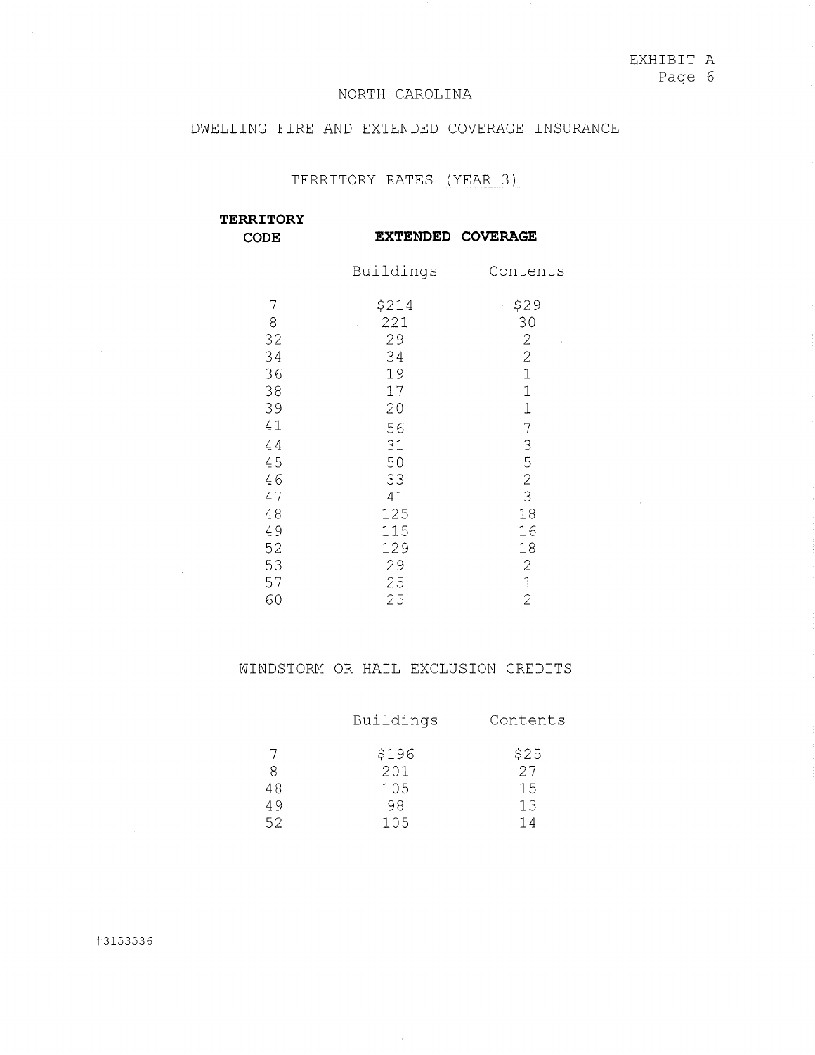EXHIBIT A
Page 6

# NORTH CAROLINA

## DWELLING FIRE AND EXTENDED COVERAGE INSURANCE

### TERRITORY RATES (YEAR 3)

| **TERRITORY CODE** | **EXTENDED COVERAGE** | |
|---|---|---|
| | Buildings | Contents |
| 7 | $214 | $29 |
| 8 | 221 | 30 |
| 32 | 29 | 2 |
| 34 | 34 | 2 |
| 36 | 19 | 1 |
| 38 | 17 | 1 |
| 39 | 20 | 1 |
| 41 | 56 | 7 |
| 44 | 31 | 3 |
| 45 | 50 | 5 |
| 46 | 33 | 2 |
| 47 | 41 | 3 |
| 48 | 125 | 18 |
| 49 | 115 | 16 |
| 52 | 129 | 18 |
| 53 | 29 | 2 |
| 57 | 25 | 1 |
| 60 | 25 | 2 |

### WINDSTORM OR HAIL EXCLUSION CREDITS

| | Buildings | Contents |
|---|---|---|
| 7 | $196 | $25 |
| 8 | 201 | 27 |
| 48 | 105 | 15 |
| 49 | 98 | 13 |
| 52 | 105 | 14 |

#3153536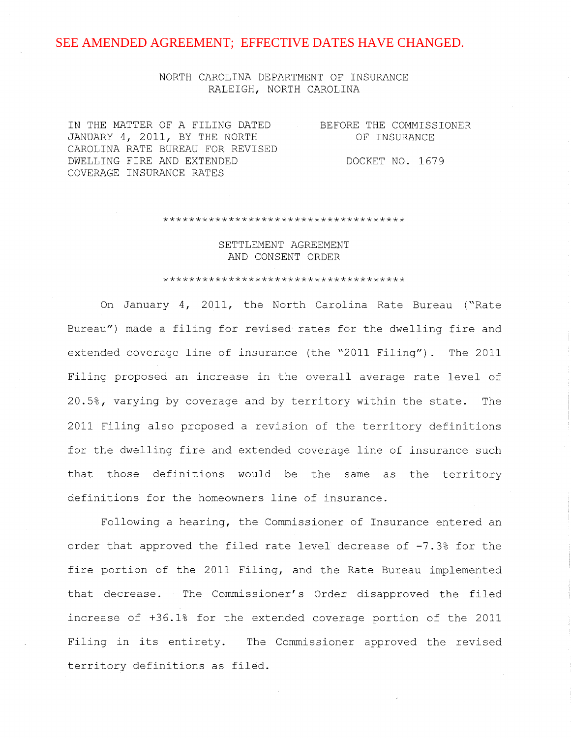SEE AMENDED AGREEMENT; EFFECTIVE DATES HAVE CHANGED.

NORTH CAROLINA DEPARTMENT OF INSURANCE
RALEIGH, NORTH CAROLINA

| IN THE MATTER OF A FILING DATED JANUARY 4, 2011, BY THE NORTH CAROLINA RATE BUREAU FOR REVISED DWELLING FIRE AND EXTENDED COVERAGE INSURANCE RATES | BEFORE THE COMMISSIONER OF INSURANCE<br><br>DOCKET NO. 1679 |
|---|---|

************************************

## SETTLEMENT AGREEMENT AND CONSENT ORDER

************************************

On January 4, 2011, the North Carolina Rate Bureau ("Rate Bureau") made a filing for revised rates for the dwelling fire and extended coverage line of insurance (the "2011 Filing"). The 2011 Filing proposed an increase in the overall average rate level of 20.5%, varying by coverage and by territory within the state. The 2011 Filing also proposed a revision of the territory definitions for the dwelling fire and extended coverage line of insurance such that those definitions would be the same as the territory definitions for the homeowners line of insurance.

Following a hearing, the Commissioner of Insurance entered an order that approved the filed rate level decrease of -7.3% for the fire portion of the 2011 Filing, and the Rate Bureau implemented that decrease. The Commissioner's Order disapproved the filed increase of +36.1% for the extended coverage portion of the 2011 Filing in its entirety. The Commissioner approved the revised territory definitions as filed.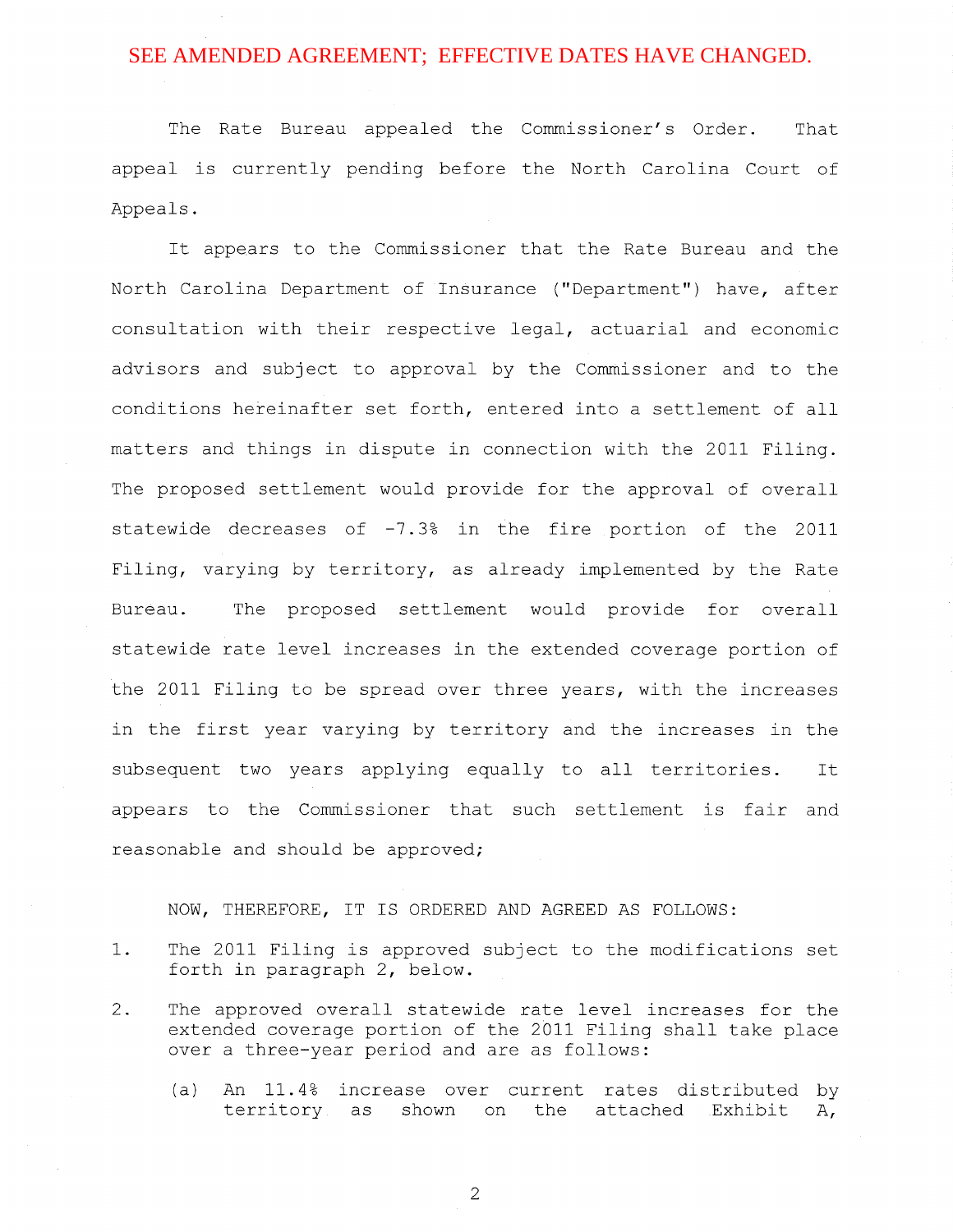SEE AMENDED AGREEMENT; EFFECTIVE DATES HAVE CHANGED.

The Rate Bureau appealed the Commissioner's Order. That appeal is currently pending before the North Carolina Court of Appeals.

It appears to the Commissioner that the Rate Bureau and the North Carolina Department of Insurance ("Department") have, after consultation with their respective legal, actuarial and economic advisors and subject to approval by the Commissioner and to the conditions hereinafter set forth, entered into a settlement of all matters and things in dispute in connection with the 2011 Filing. The proposed settlement would provide for the approval of overall statewide decreases of -7.3% in the fire portion of the 2011 Filing, varying by territory, as already implemented by the Rate Bureau. The proposed settlement would provide for overall statewide rate level increases in the extended coverage portion of the 2011 Filing to be spread over three years, with the increases in the first year varying by territory and the increases in the subsequent two years applying equally to all territories. It appears to the Commissioner that such settlement is fair and reasonable and should be approved;

NOW, THEREFORE, IT IS ORDERED AND AGREED AS FOLLOWS:

1. The 2011 Filing is approved subject to the modifications set forth in paragraph 2, below.

2. The approved overall statewide rate level increases for the extended coverage portion of the 2011 Filing shall take place over a three-year period and are as follows:

   (a) An 11.4% increase over current rates distributed by territory as shown on the attached Exhibit A,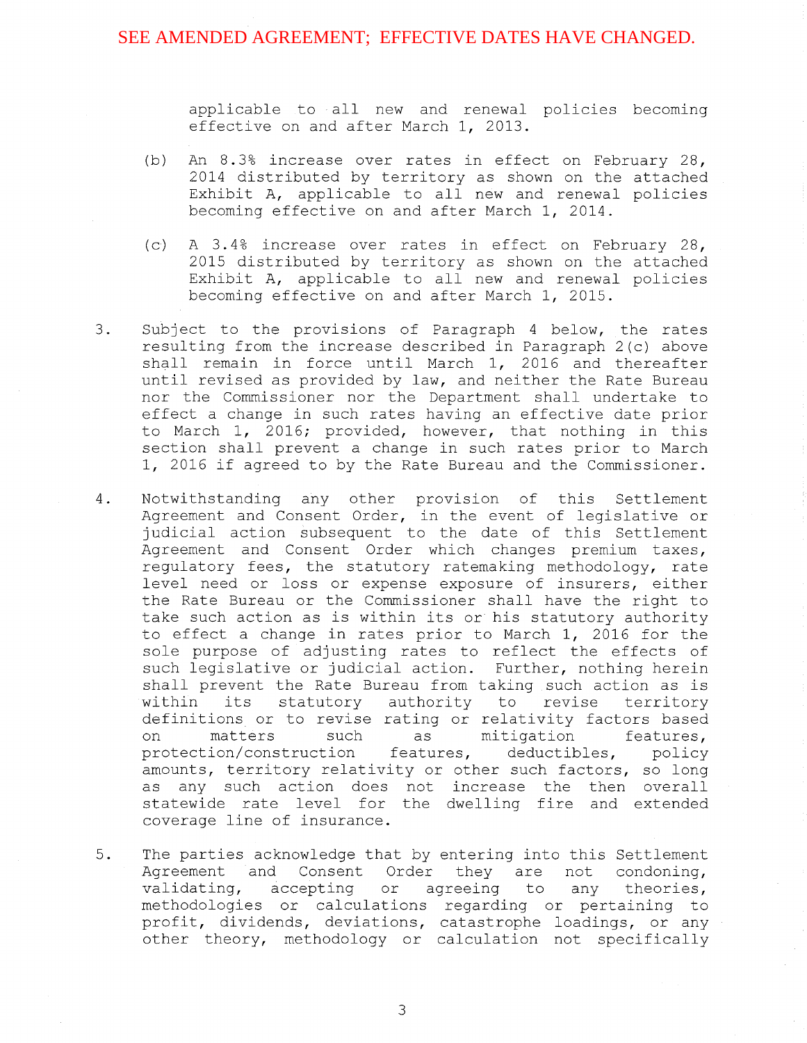SEE AMENDED AGREEMENT; EFFECTIVE DATES HAVE CHANGED.

applicable to all new and renewal policies becoming effective on and after March 1, 2013.

(b) An 8.3% increase over rates in effect on February 28, 2014 distributed by territory as shown on the attached Exhibit A, applicable to all new and renewal policies becoming effective on and after March 1, 2014.

(c) A 3.4% increase over rates in effect on February 28, 2015 distributed by territory as shown on the attached Exhibit A, applicable to all new and renewal policies becoming effective on and after March 1, 2015.

3. Subject to the provisions of Paragraph 4 below, the rates resulting from the increase described in Paragraph 2(c) above shall remain in force until March 1, 2016 and thereafter until revised as provided by law, and neither the Rate Bureau nor the Commissioner nor the Department shall undertake to effect a change in such rates having an effective date prior to March 1, 2016; provided, however, that nothing in this section shall prevent a change in such rates prior to March 1, 2016 if agreed to by the Rate Bureau and the Commissioner.

4. Notwithstanding any other provision of this Settlement Agreement and Consent Order, in the event of legislative or judicial action subsequent to the date of this Settlement Agreement and Consent Order which changes premium taxes, regulatory fees, the statutory ratemaking methodology, rate level need or loss or expense exposure of insurers, either the Rate Bureau or the Commissioner shall have the right to take such action as is within its or his statutory authority to effect a change in rates prior to March 1, 2016 for the sole purpose of adjusting rates to reflect the effects of such legislative or judicial action. Further, nothing herein shall prevent the Rate Bureau from taking such action as is within its statutory authority to revise territory definitions or to revise rating or relativity factors based on matters such as mitigation features, protection/construction features, deductibles, policy amounts, territory relativity or other such factors, so long as any such action does not increase the then overall statewide rate level for the dwelling fire and extended coverage line of insurance.

5. The parties acknowledge that by entering into this Settlement Agreement and Consent Order they are not condoning, validating, accepting or agreeing to any theories, methodologies or calculations regarding or pertaining to profit, dividends, deviations, catastrophe loadings, or any other theory, methodology or calculation not specifically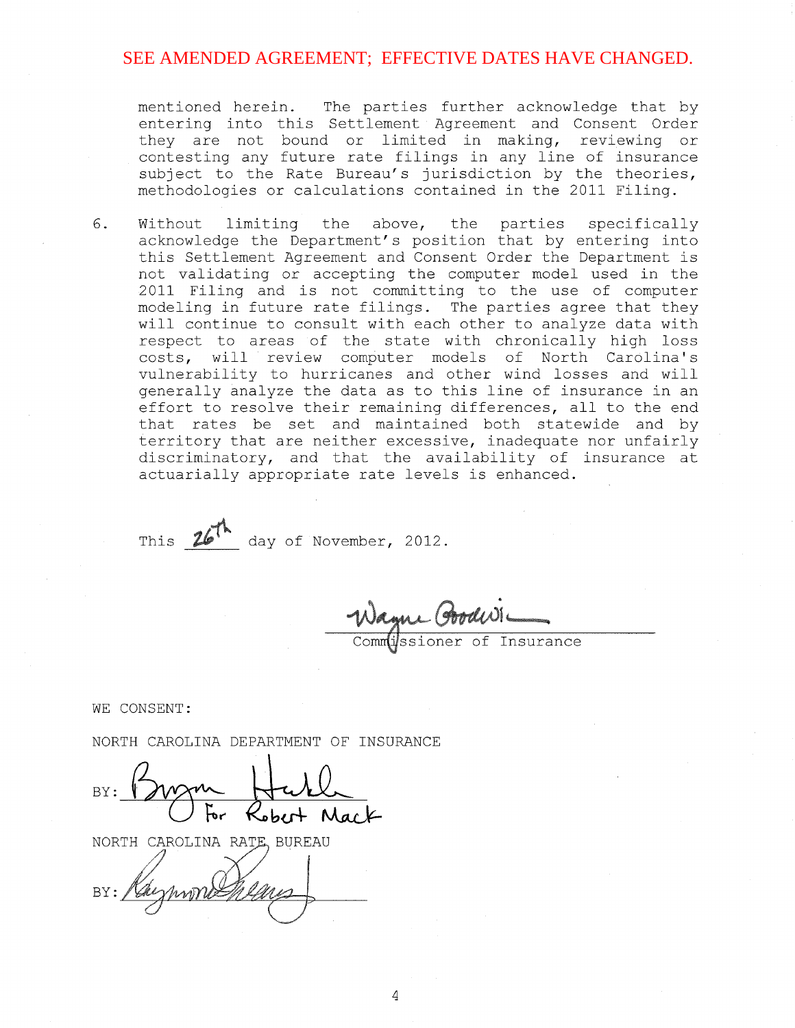SEE AMENDED AGREEMENT; EFFECTIVE DATES HAVE CHANGED.

mentioned herein. The parties further acknowledge that by entering into this Settlement Agreement and Consent Order they are not bound or limited in making, reviewing or contesting any future rate filings in any line of insurance subject to the Rate Bureau's jurisdiction by the theories, methodologies or calculations contained in the 2011 Filing.

6. Without limiting the above, the parties specifically acknowledge the Department's position that by entering into this Settlement Agreement and Consent Order the Department is not validating or accepting the computer model used in the 2011 Filing and is not committing to the use of computer modeling in future rate filings. The parties agree that they will continue to consult with each other to analyze data with respect to areas of the state with chronically high loss costs, will review computer models of North Carolina's vulnerability to hurricanes and other wind losses and will generally analyze the data as to this line of insurance in an effort to resolve their remaining differences, all to the end that rates be set and maintained both statewide and by territory that are neither excessive, inadequate nor unfairly discriminatory, and that the availability of insurance at actuarially appropriate rate levels is enhanced.

This 26th day of November, 2012.

Wayne Goodwin
Commissioner of Insurance

WE CONSENT:

NORTH CAROLINA DEPARTMENT OF INSURANCE

BY: Bryan Heckle For Robert Mack

NORTH CAROLINA RATE BUREAU

BY: Raymond Evans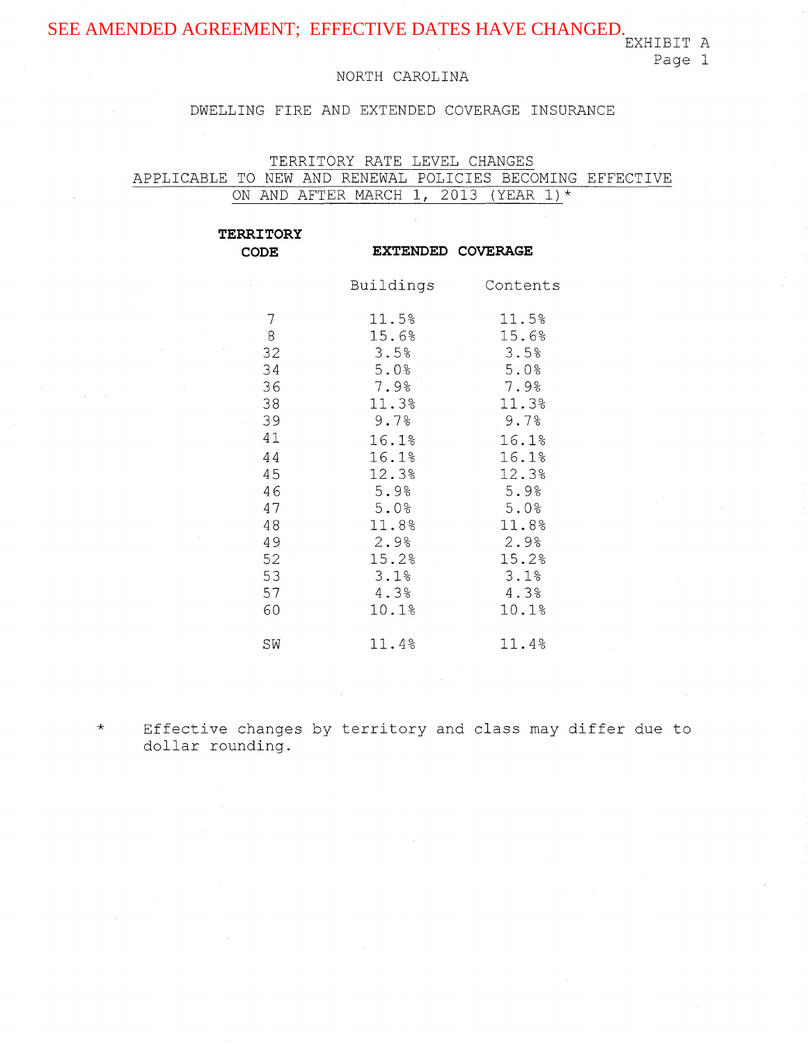SEE AMENDED AGREEMENT; EFFECTIVE DATES HAVE CHANGED.

EXHIBIT A
Page 1

NORTH CAROLINA

DWELLING FIRE AND EXTENDED COVERAGE INSURANCE

TERRITORY RATE LEVEL CHANGES
APPLICABLE TO NEW AND RENEWAL POLICIES BECOMING EFFECTIVE
ON AND AFTER MARCH 1, 2013 (YEAR 1)*

| **TERRITORY CODE** | **EXTENDED COVERAGE** | |
|---|---|---|
| | Buildings | Contents |
| 7 | 11.5% | 11.5% |
| 8 | 15.6% | 15.6% |
| 32 | 3.5% | 3.5% |
| 34 | 5.0% | 5.0% |
| 36 | 7.9% | 7.9% |
| 38 | 11.3% | 11.3% |
| 39 | 9.7% | 9.7% |
| 41 | 16.1% | 16.1% |
| 44 | 16.1% | 16.1% |
| 45 | 12.3% | 12.3% |
| 46 | 5.9% | 5.9% |
| 47 | 5.0% | 5.0% |
| 48 | 11.8% | 11.8% |
| 49 | 2.9% | 2.9% |
| 52 | 15.2% | 15.2% |
| 53 | 3.1% | 3.1% |
| 57 | 4.3% | 4.3% |
| 60 | 10.1% | 10.1% |
| SW | 11.4% | 11.4% |

\* Effective changes by territory and class may differ due to dollar rounding.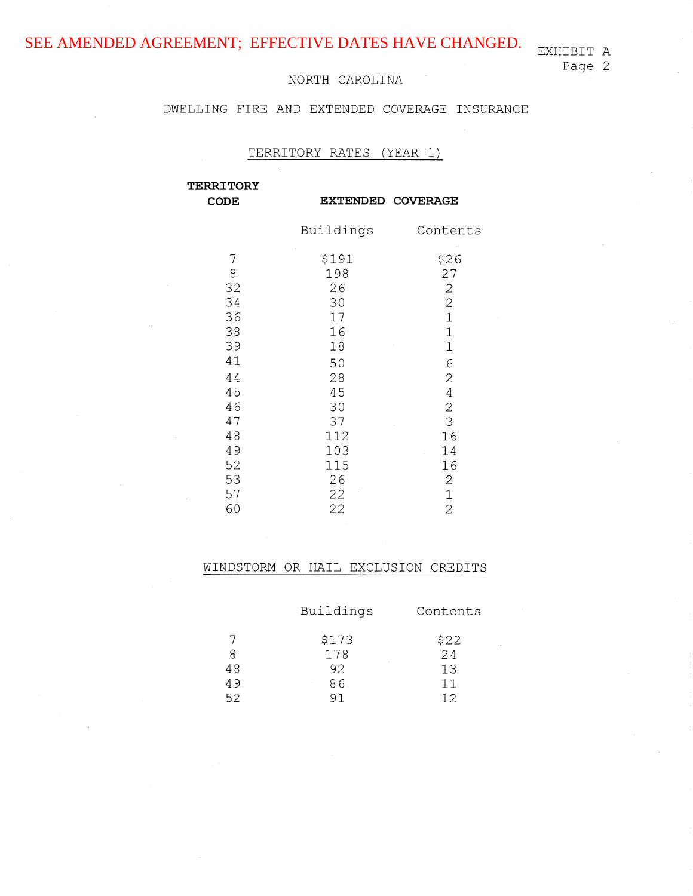SEE AMENDED AGREEMENT; EFFECTIVE DATES HAVE CHANGED.

EXHIBIT A
Page 2

NORTH CAROLINA

DWELLING FIRE AND EXTENDED COVERAGE INSURANCE

TERRITORY RATES (YEAR 1)

| **TERRITORY CODE** | **EXTENDED COVERAGE** | |
|---|---|---|
| | Buildings | Contents |
| 7 | $191 | $26 |
| 8 | 198 | 27 |
| 32 | 26 | 2 |
| 34 | 30 | 2 |
| 36 | 17 | 1 |
| 38 | 16 | 1 |
| 39 | 18 | 1 |
| 41 | 50 | 6 |
| 44 | 28 | 2 |
| 45 | 45 | 4 |
| 46 | 30 | 2 |
| 47 | 37 | 3 |
| 48 | 112 | 16 |
| 49 | 103 | 14 |
| 52 | 115 | 16 |
| 53 | 26 | 2 |
| 57 | 22 | 1 |
| 60 | 22 | 2 |

WINDSTORM OR HAIL EXCLUSION CREDITS

| | Buildings | Contents |
|---|---|---|
| 7 | $173 | $22 |
| 8 | 178 | 24 |
| 48 | 92 | 13 |
| 49 | 86 | 11 |
| 52 | 91 | 12 |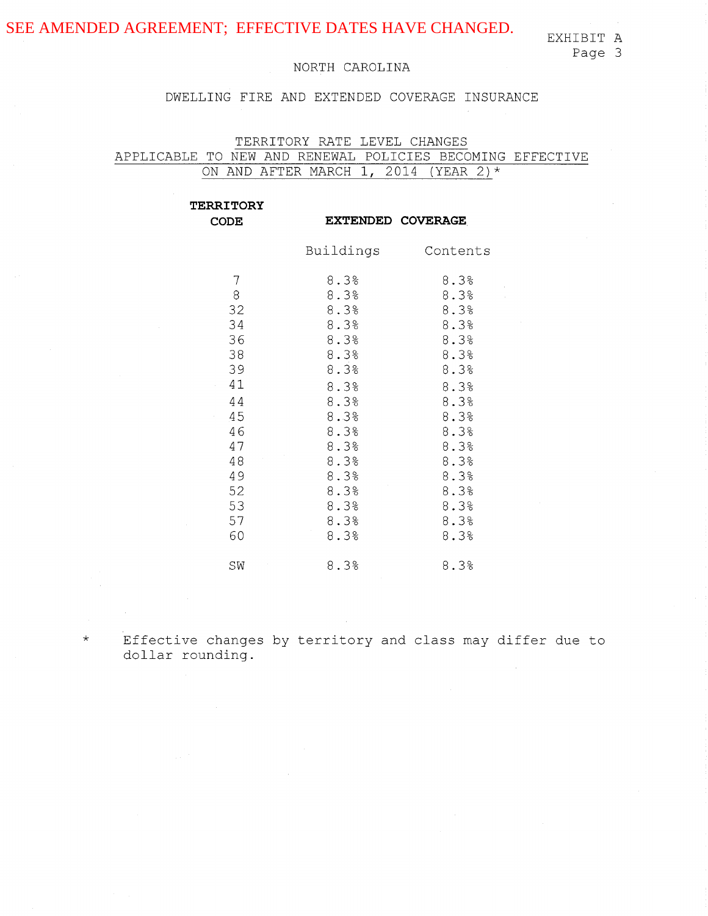SEE AMENDED AGREEMENT; EFFECTIVE DATES HAVE CHANGED.

EXHIBIT A
Page 3

NORTH CAROLINA

DWELLING FIRE AND EXTENDED COVERAGE INSURANCE

TERRITORY RATE LEVEL CHANGES
APPLICABLE TO NEW AND RENEWAL POLICIES BECOMING EFFECTIVE
ON AND AFTER MARCH 1, 2014 (YEAR 2)*

| TERRITORY CODE | EXTENDED COVERAGE | |
|---|---|---|
| | Buildings | Contents |
| 7 | 8.3% | 8.3% |
| 8 | 8.3% | 8.3% |
| 32 | 8.3% | 8.3% |
| 34 | 8.3% | 8.3% |
| 36 | 8.3% | 8.3% |
| 38 | 8.3% | 8.3% |
| 39 | 8.3% | 8.3% |
| 41 | 8.3% | 8.3% |
| 44 | 8.3% | 8.3% |
| 45 | 8.3% | 8.3% |
| 46 | 8.3% | 8.3% |
| 47 | 8.3% | 8.3% |
| 48 | 8.3% | 8.3% |
| 49 | 8.3% | 8.3% |
| 52 | 8.3% | 8.3% |
| 53 | 8.3% | 8.3% |
| 57 | 8.3% | 8.3% |
| 60 | 8.3% | 8.3% |
| SW | 8.3% | 8.3% |

* Effective changes by territory and class may differ due to dollar rounding.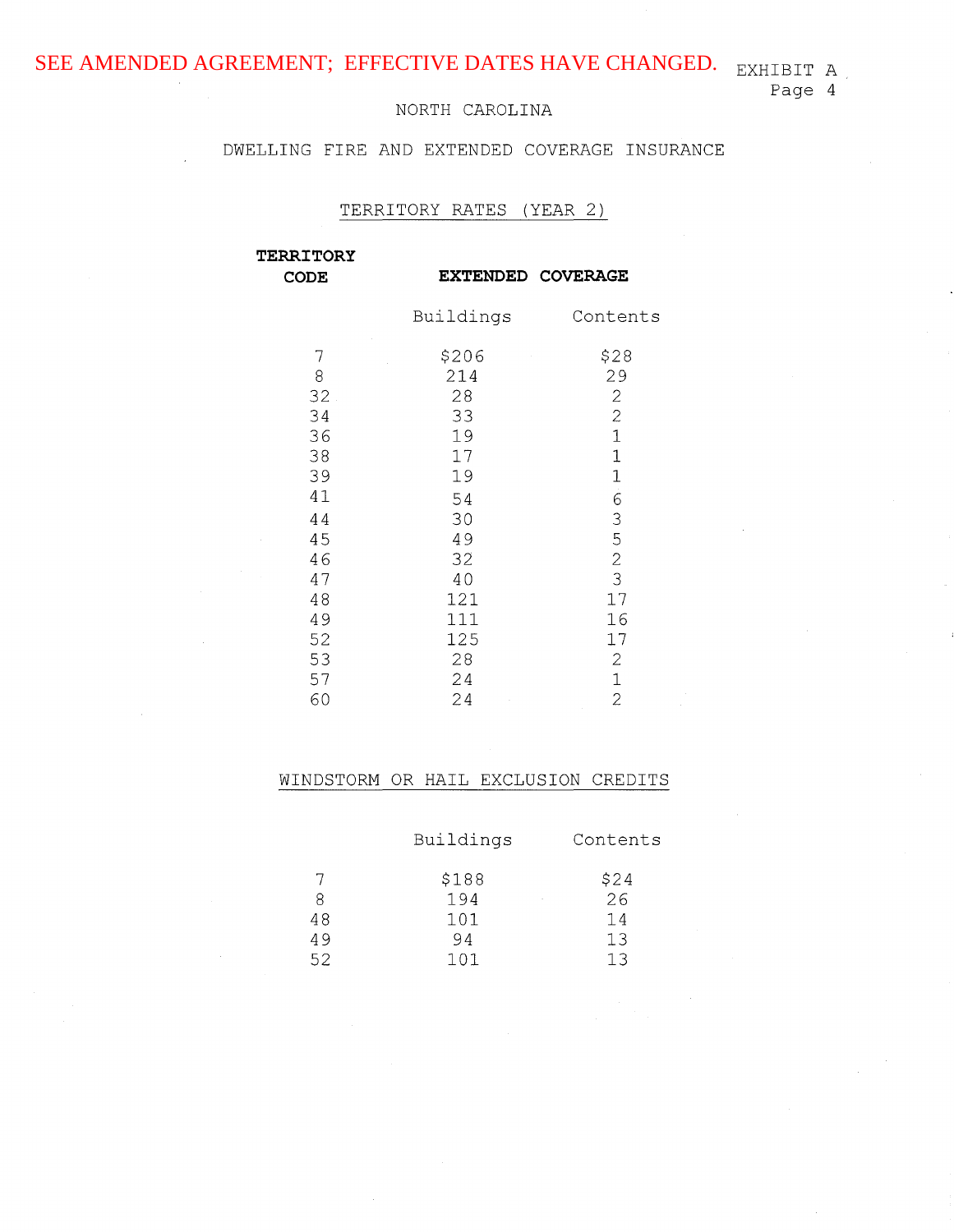SEE AMENDED AGREEMENT; EFFECTIVE DATES HAVE CHANGED.

EXHIBIT A
Page 4

NORTH CAROLINA

DWELLING FIRE AND EXTENDED COVERAGE INSURANCE

## TERRITORY RATES (YEAR 2)

| **TERRITORY CODE** | **EXTENDED COVERAGE** | |
|---|---|---|
| | Buildings | Contents |
| 7 | $206 | $28 |
| 8 | 214 | 29 |
| 32 | 28 | 2 |
| 34 | 33 | 2 |
| 36 | 19 | 1 |
| 38 | 17 | 1 |
| 39 | 19 | 1 |
| 41 | 54 | 6 |
| 44 | 30 | 3 |
| 45 | 49 | 5 |
| 46 | 32 | 2 |
| 47 | 40 | 3 |
| 48 | 121 | 17 |
| 49 | 111 | 16 |
| 52 | 125 | 17 |
| 53 | 28 | 2 |
| 57 | 24 | 1 |
| 60 | 24 | 2 |

## WINDSTORM OR HAIL EXCLUSION CREDITS

| | Buildings | Contents |
|---|---|---|
| 7 | $188 | $24 |
| 8 | 194 | 26 |
| 48 | 101 | 14 |
| 49 | 94 | 13 |
| 52 | 101 | 13 |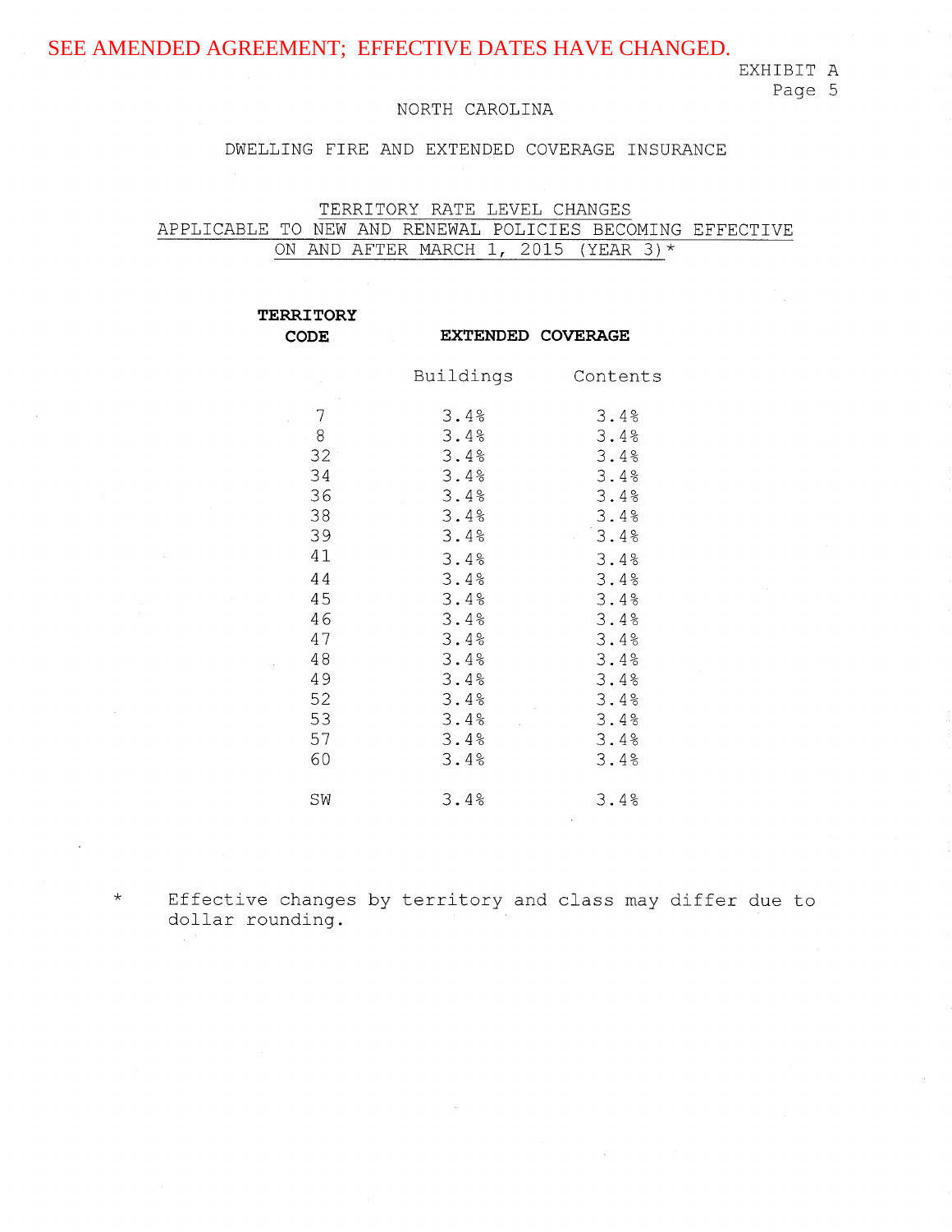SEE AMENDED AGREEMENT; EFFECTIVE DATES HAVE CHANGED.

EXHIBIT A
Page 5

NORTH CAROLINA

DWELLING FIRE AND EXTENDED COVERAGE INSURANCE

TERRITORY RATE LEVEL CHANGES
APPLICABLE TO NEW AND RENEWAL POLICIES BECOMING EFFECTIVE
ON AND AFTER MARCH 1, 2015 (YEAR 3)*

| **TERRITORY CODE** | **EXTENDED COVERAGE** | |
|---|---|---|
| | Buildings | Contents |
| 7 | 3.4% | 3.4% |
| 8 | 3.4% | 3.4% |
| 32 | 3.4% | 3.4% |
| 34 | 3.4% | 3.4% |
| 36 | 3.4% | 3.4% |
| 38 | 3.4% | 3.4% |
| 39 | 3.4% | 3.4% |
| 41 | 3.4% | 3.4% |
| 44 | 3.4% | 3.4% |
| 45 | 3.4% | 3.4% |
| 46 | 3.4% | 3.4% |
| 47 | 3.4% | 3.4% |
| 48 | 3.4% | 3.4% |
| 49 | 3.4% | 3.4% |
| 52 | 3.4% | 3.4% |
| 53 | 3.4% | 3.4% |
| 57 | 3.4% | 3.4% |
| 60 | 3.4% | 3.4% |
| SW | 3.4% | 3.4% |

\* Effective changes by territory and class may differ due to dollar rounding.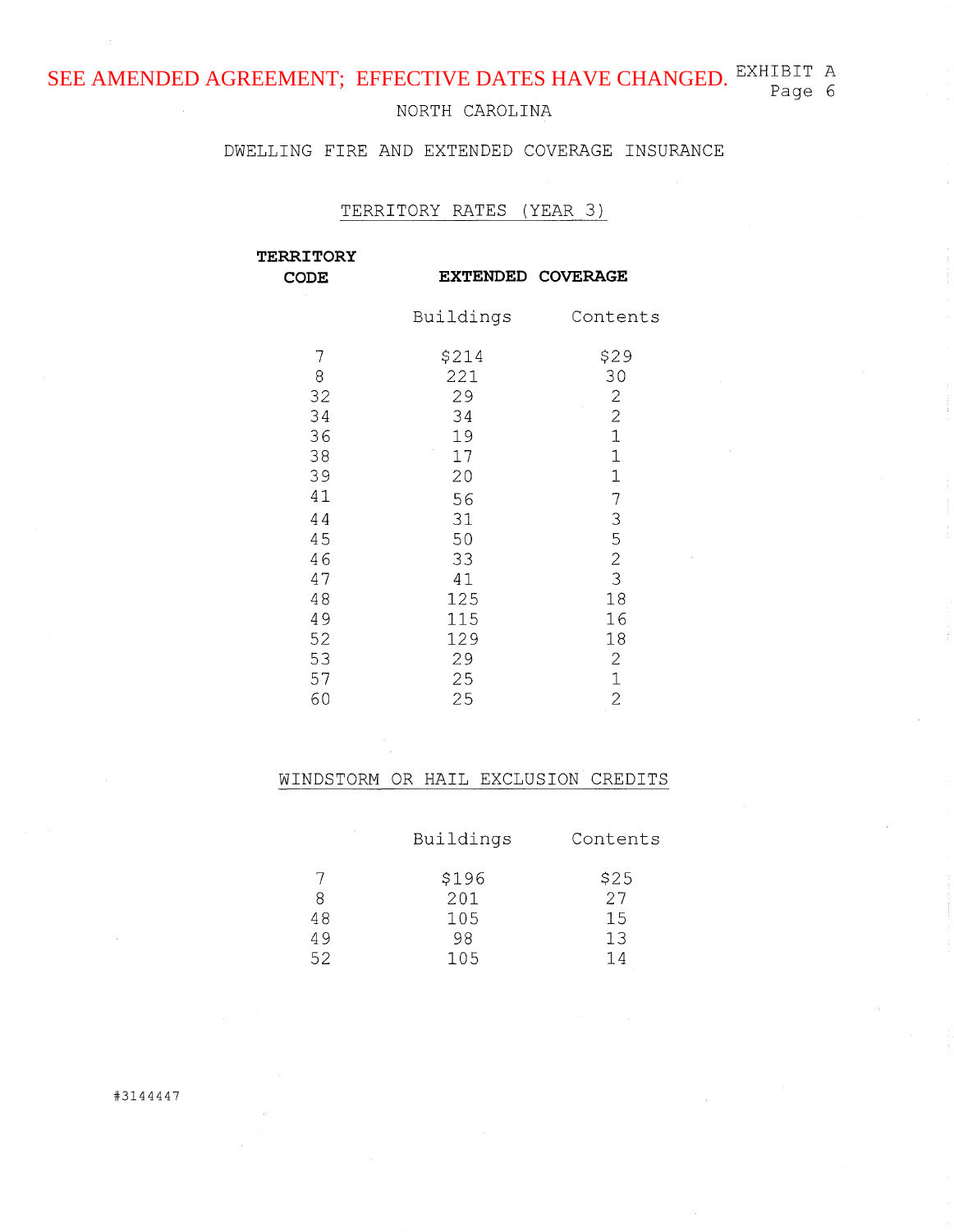SEE AMENDED AGREEMENT; EFFECTIVE DATES HAVE CHANGED.

EXHIBIT A
Page 6

NORTH CAROLINA

DWELLING FIRE AND EXTENDED COVERAGE INSURANCE

TERRITORY RATES (YEAR 3)

| **TERRITORY CODE** | **EXTENDED COVERAGE** | |
|---|---|---|
| | Buildings | Contents |
| 7 | $214 | $29 |
| 8 | 221 | 30 |
| 32 | 29 | 2 |
| 34 | 34 | 2 |
| 36 | 19 | 1 |
| 38 | 17 | 1 |
| 39 | 20 | 1 |
| 41 | 56 | 7 |
| 44 | 31 | 3 |
| 45 | 50 | 5 |
| 46 | 33 | 2 |
| 47 | 41 | 3 |
| 48 | 125 | 18 |
| 49 | 115 | 16 |
| 52 | 129 | 18 |
| 53 | 29 | 2 |
| 57 | 25 | 1 |
| 60 | 25 | 2 |

WINDSTORM OR HAIL EXCLUSION CREDITS

| | Buildings | Contents |
|---|---|---|
| 7 | $196 | $25 |
| 8 | 201 | 27 |
| 48 | 105 | 15 |
| 49 | 98 | 13 |
| 52 | 105 | 14 |

#3144447